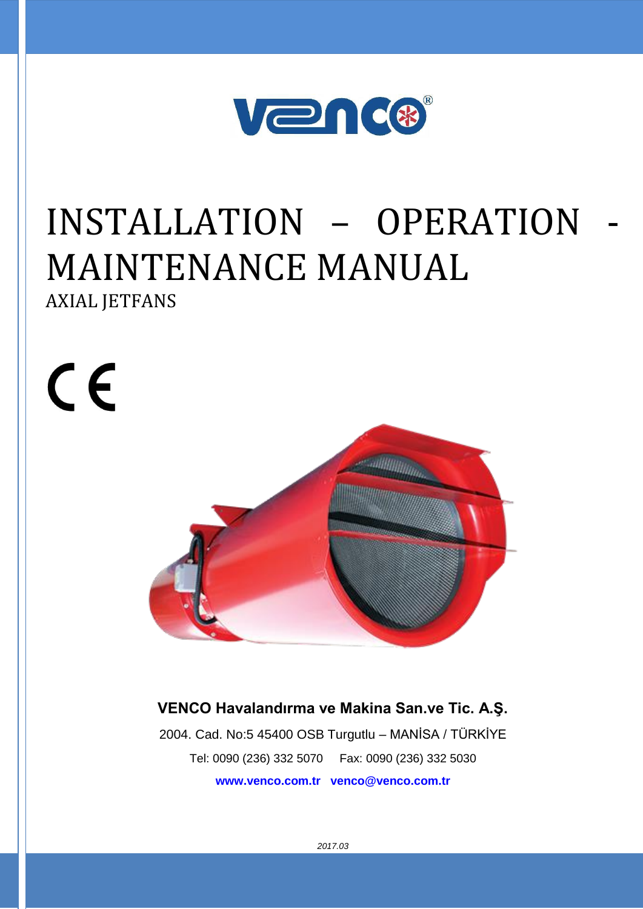# INSTALLATION – OPERATION - MAINTENANCE MANUAL

AXIAL JETFANS

**VENCO Havalandırma ve Makina San.ve Tic. A.Ş.**

2004. Cad. No:5 45400 OSB Turgutlu – MANİSA / TÜRKİYE

Tel: 0090 (236) 332 5070 Fax: 0090 (236) 332 5030

**www.venco.com.tr venco@venco.com.tr**

*2017.03*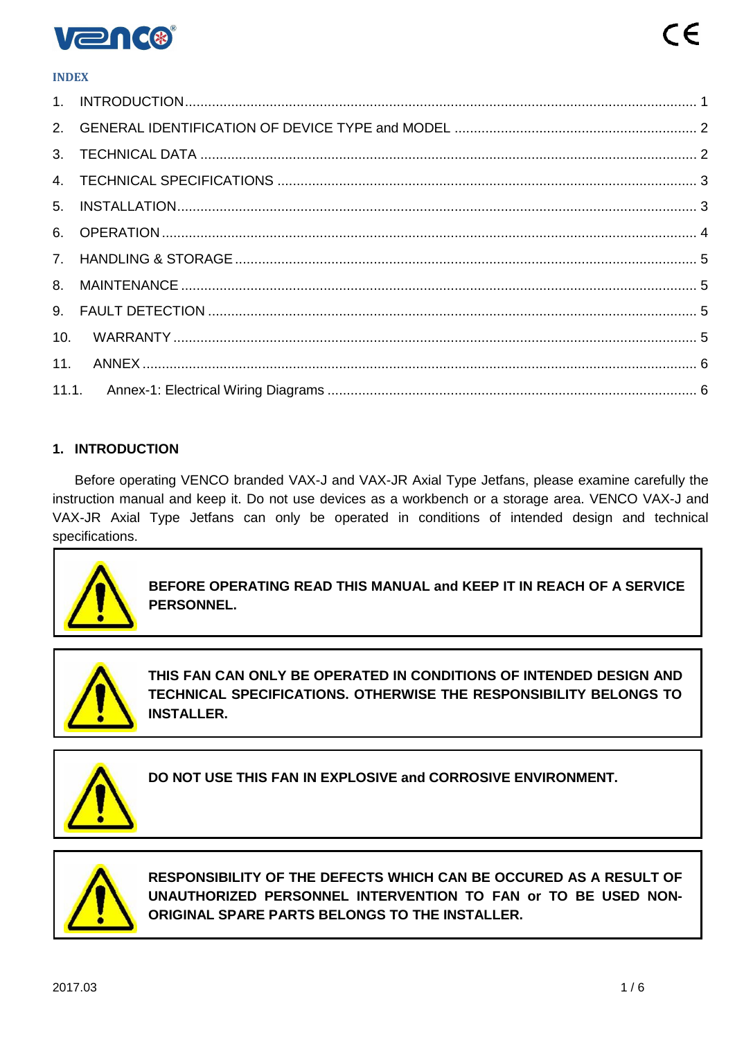## INDEX

1. INTRODUCTION ........ 1
2. GENERAL IDENTIFICATION OF DEVICE TYPE and MODEL ........ 2
3. TECHNICAL DATA ........ 2
4. TECHNICAL SPECIFICATIONS ........ 3
5. INSTALLATION ........ 3
6. OPERATION ........ 4
7. HANDLING & STORAGE ........ 5
8. MAINTENANCE ........ 5
9. FAULT DETECTION ........ 5
10. WARRANTY ........ 5
11. ANNEX ........ 6

11.1. Annex-1: Electrical Wiring Diagrams ........ 6

## 1. INTRODUCTION

Before operating VENCO branded VAX-J and VAX-JR Axial Type Jetfans, please examine carefully the instruction manual and keep it. Do not use devices as a workbench or a storage area. VENCO VAX-J and VAX-JR Axial Type Jetfans can only be operated in conditions of intended design and technical specifications.

**BEFORE OPERATING READ THIS MANUAL and KEEP IT IN REACH OF A SERVICE PERSONNEL.**

**THIS FAN CAN ONLY BE OPERATED IN CONDITIONS OF INTENDED DESIGN AND TECHNICAL SPECIFICATIONS. OTHERWISE THE RESPONSIBILITY BELONGS TO INSTALLER.**

**DO NOT USE THIS FAN IN EXPLOSIVE and CORROSIVE ENVIRONMENT.**

**RESPONSIBILITY OF THE DEFECTS WHICH CAN BE OCCURED AS A RESULT OF UNAUTHORIZED PERSONNEL INTERVENTION TO FAN or TO BE USED NON-ORIGINAL SPARE PARTS BELONGS TO THE INSTALLER.**

2017.03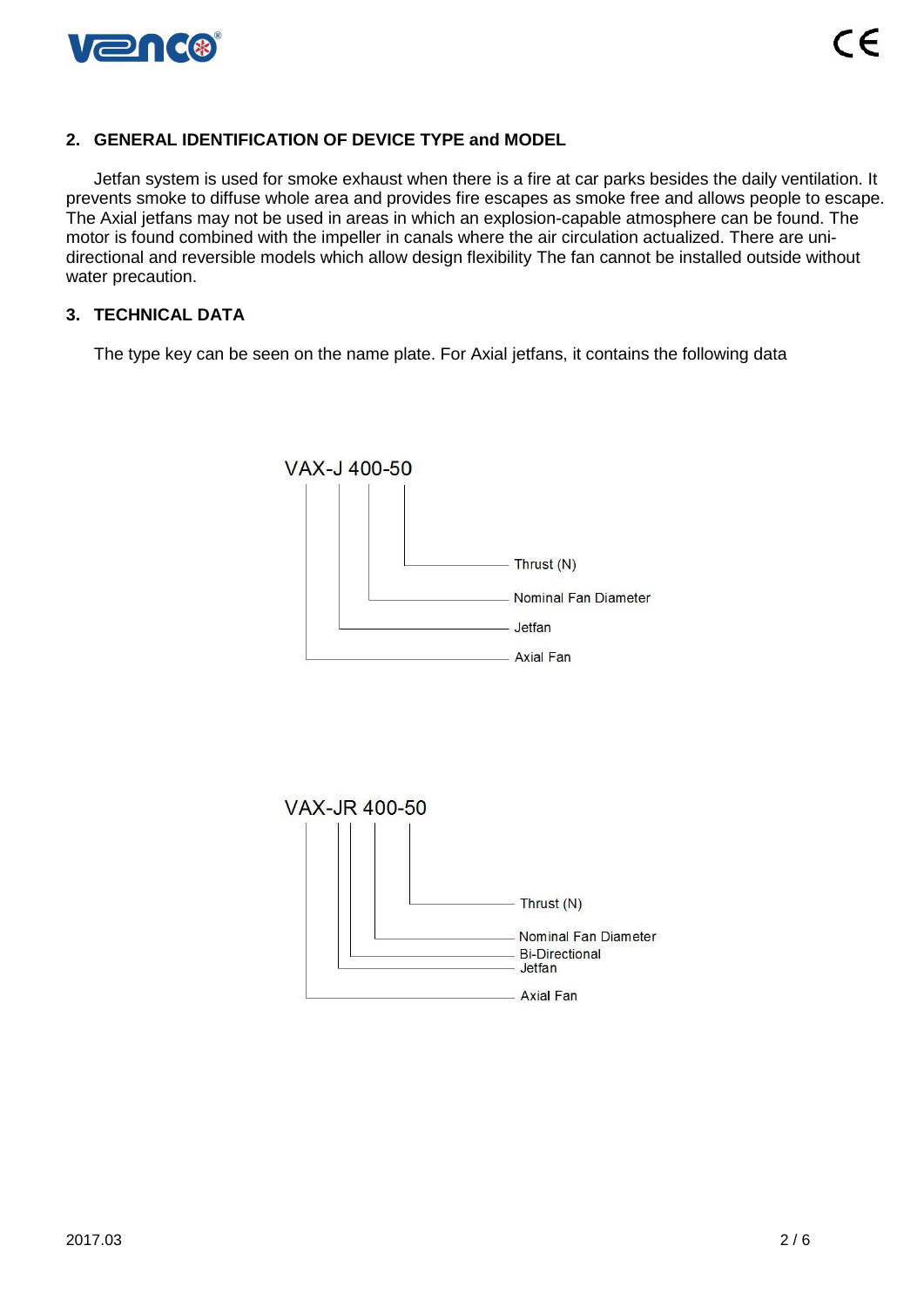## 2. GENERAL IDENTIFICATION OF DEVICE TYPE and MODEL

Jetfan system is used for smoke exhaust when there is a fire at car parks besides the daily ventilation. It prevents smoke to diffuse whole area and provides fire escapes as smoke free and allows people to escape. The Axial jetfans may not be used in areas in which an explosion-capable atmosphere can be found. The motor is found combined with the impeller in canals where the air circulation actualized. There are uni-directional and reversible models which allow design flexibility The fan cannot be installed outside without water precaution.

## 3. TECHNICAL DATA

The type key can be seen on the name plate. For Axial jetfans, it contains the following data

VAX-J 400-50

- Thrust (N)
- Nominal Fan Diameter
- Jetfan
- Axial Fan

VAX-JR 400-50

- Thrust (N)
- Nominal Fan Diameter
- Bi-Directional
- Jetfan
- Axial Fan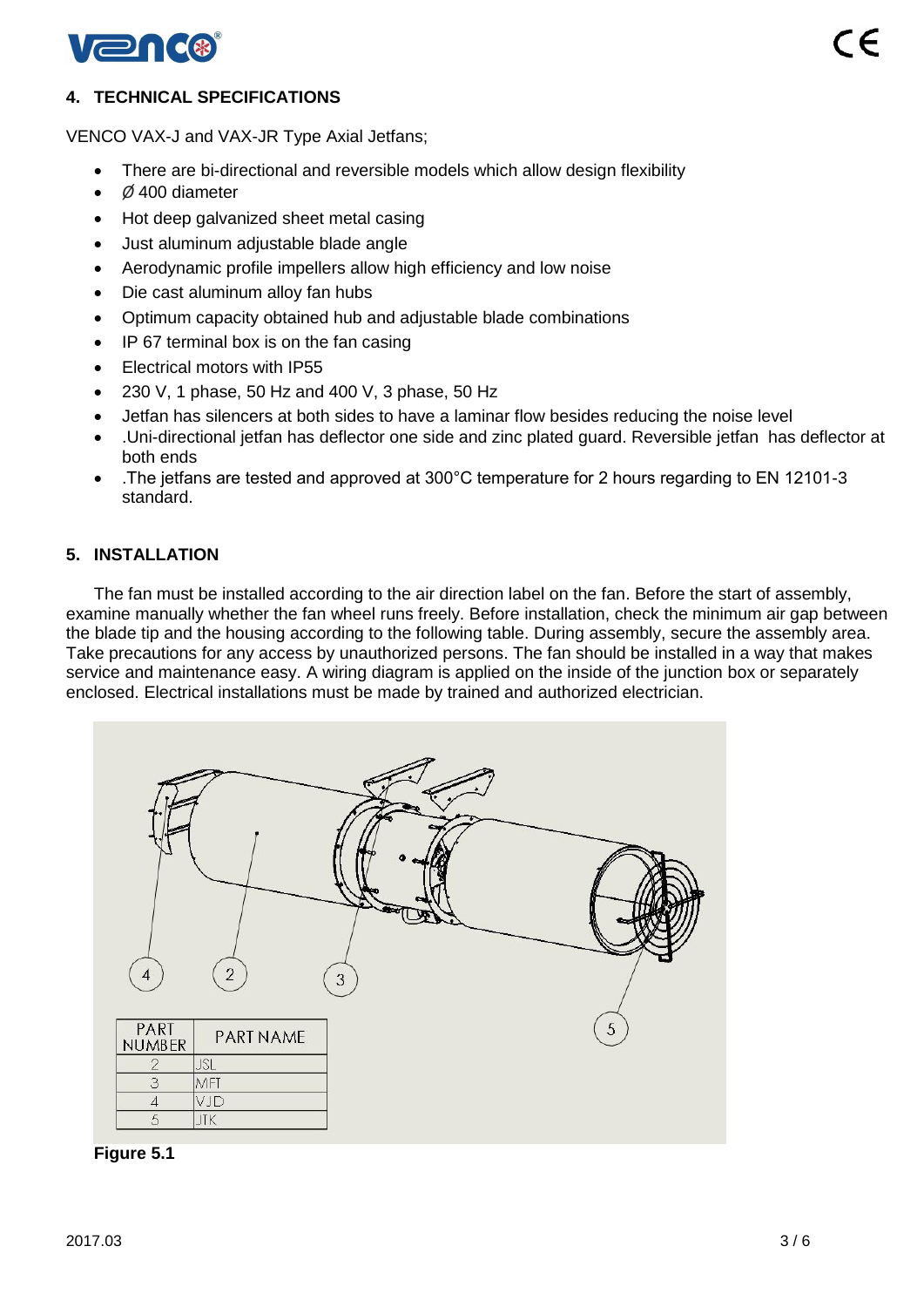## 4. TECHNICAL SPECIFICATIONS

VENCO VAX-J and VAX-JR Type Axial Jetfans;

- There are bi-directional and reversible models which allow design flexibility
- Ø 400 diameter
- Hot deep galvanized sheet metal casing
- Just aluminum adjustable blade angle
- Aerodynamic profile impellers allow high efficiency and low noise
- Die cast aluminum alloy fan hubs
- Optimum capacity obtained hub and adjustable blade combinations
- IP 67 terminal box is on the fan casing
- Electrical motors with IP55
- 230 V, 1 phase, 50 Hz and 400 V, 3 phase, 50 Hz
- Jetfan has silencers at both sides to have a laminar flow besides reducing the noise level
- .Uni-directional jetfan has deflector one side and zinc plated guard. Reversible jetfan has deflector at both ends
- .The jetfans are tested and approved at 300°C temperature for 2 hours regarding to EN 12101-3 standard.

## 5. INSTALLATION

The fan must be installed according to the air direction label on the fan. Before the start of assembly, examine manually whether the fan wheel runs freely. Before installation, check the minimum air gap between the blade tip and the housing according to the following table. During assembly, secure the assembly area. Take precautions for any access by unauthorized persons. The fan should be installed in a way that makes service and maintenance easy. A wiring diagram is applied on the inside of the junction box or separately enclosed. Electrical installations must be made by trained and authorized electrician.

| PART NUMBER | PART NAME |
|---|---|
| 2 | JSL |
| 3 | MFT |
| 4 | VJD |
| 5 | JTK |

**Figure 5.1**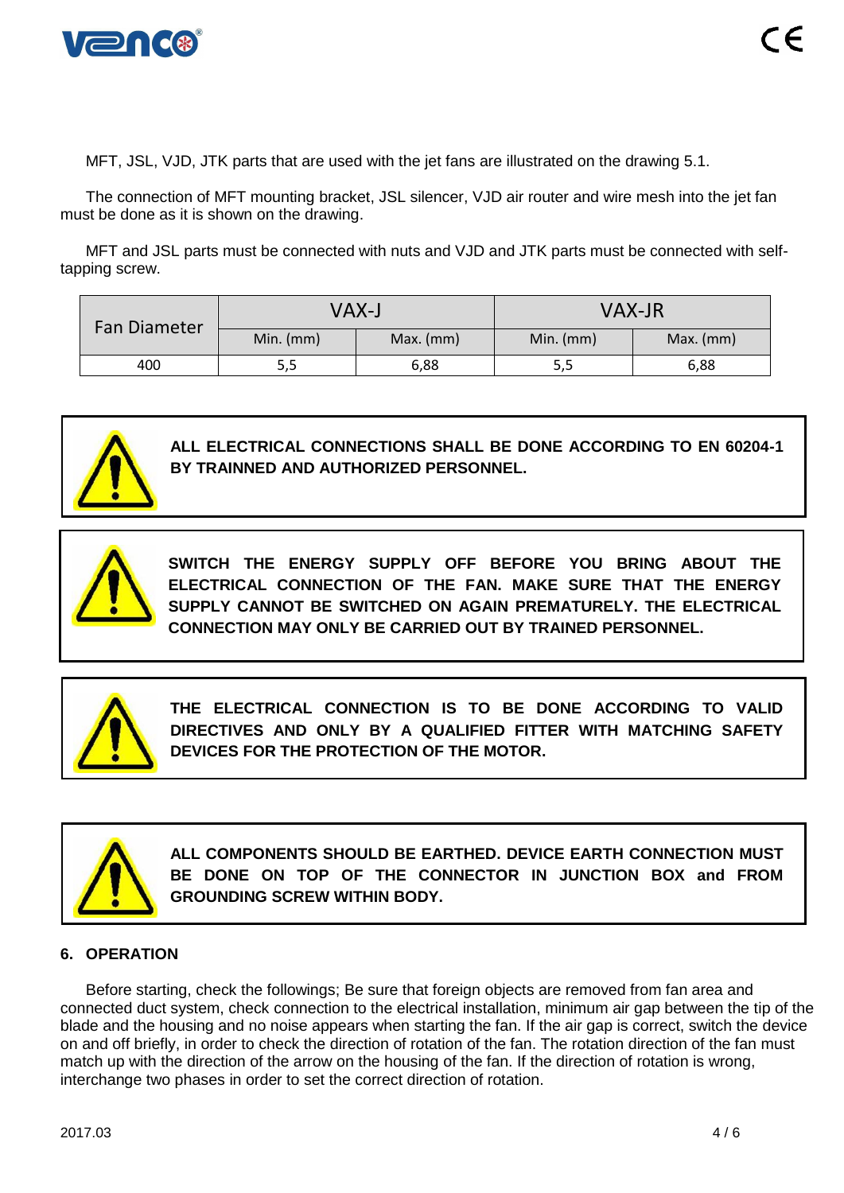MFT, JSL, VJD, JTK parts that are used with the jet fans are illustrated on the drawing 5.1.

The connection of MFT mounting bracket, JSL silencer, VJD air router and wire mesh into the jet fan must be done as it is shown on the drawing.

MFT and JSL parts must be connected with nuts and VJD and JTK parts must be connected with self-tapping screw.

| Fan Diameter | VAX-J | | VAX-JR | |
|---|---|---|---|---|
| | Min. (mm) | Max. (mm) | Min. (mm) | Max. (mm) |
| 400 | 5,5 | 6,88 | 5,5 | 6,88 |

**ALL ELECTRICAL CONNECTIONS SHALL BE DONE ACCORDING TO EN 60204-1 BY TRAINNED AND AUTHORIZED PERSONNEL.**

**SWITCH THE ENERGY SUPPLY OFF BEFORE YOU BRING ABOUT THE ELECTRICAL CONNECTION OF THE FAN. MAKE SURE THAT THE ENERGY SUPPLY CANNOT BE SWITCHED ON AGAIN PREMATURELY. THE ELECTRICAL CONNECTION MAY ONLY BE CARRIED OUT BY TRAINED PERSONNEL.**

**THE ELECTRICAL CONNECTION IS TO BE DONE ACCORDING TO VALID DIRECTIVES AND ONLY BY A QUALIFIED FITTER WITH MATCHING SAFETY DEVICES FOR THE PROTECTION OF THE MOTOR.**

**ALL COMPONENTS SHOULD BE EARTHED. DEVICE EARTH CONNECTION MUST BE DONE ON TOP OF THE CONNECTOR IN JUNCTION BOX and FROM GROUNDING SCREW WITHIN BODY.**

## 6. OPERATION

Before starting, check the followings; Be sure that foreign objects are removed from fan area and connected duct system, check connection to the electrical installation, minimum air gap between the tip of the blade and the housing and no noise appears when starting the fan. If the air gap is correct, switch the device on and off briefly, in order to check the direction of rotation of the fan. The rotation direction of the fan must match up with the direction of the arrow on the housing of the fan. If the direction of rotation is wrong, interchange two phases in order to set the correct direction of rotation.

2017.03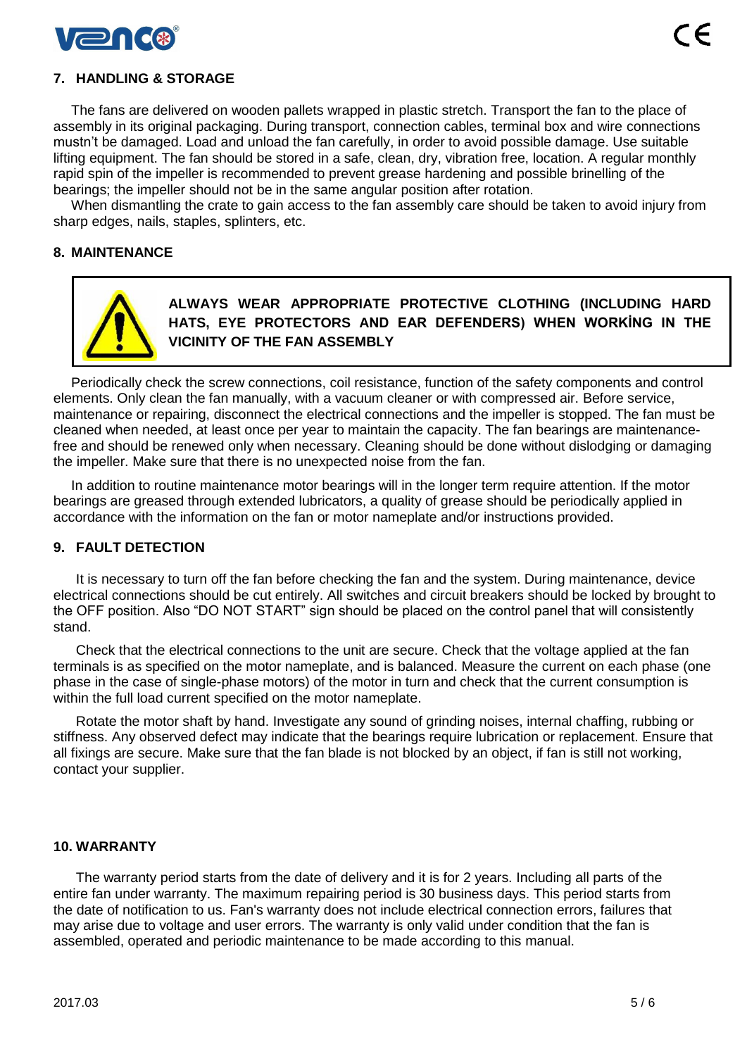## 7. HANDLING & STORAGE

The fans are delivered on wooden pallets wrapped in plastic stretch. Transport the fan to the place of assembly in its original packaging. During transport, connection cables, terminal box and wire connections mustn't be damaged. Load and unload the fan carefully, in order to avoid possible damage. Use suitable lifting equipment. The fan should be stored in a safe, clean, dry, vibration free, location. A regular monthly rapid spin of the impeller is recommended to prevent grease hardening and possible brinelling of the bearings; the impeller should not be in the same angular position after rotation.

When dismantling the crate to gain access to the fan assembly care should be taken to avoid injury from sharp edges, nails, staples, splinters, etc.

## 8. MAINTENANCE

**ALWAYS WEAR APPROPRIATE PROTECTIVE CLOTHING (INCLUDING HARD HATS, EYE PROTECTORS AND EAR DEFENDERS) WHEN WORKİNG IN THE VICINITY OF THE FAN ASSEMBLY**

Periodically check the screw connections, coil resistance, function of the safety components and control elements. Only clean the fan manually, with a vacuum cleaner or with compressed air. Before service, maintenance or repairing, disconnect the electrical connections and the impeller is stopped. The fan must be cleaned when needed, at least once per year to maintain the capacity. The fan bearings are maintenance-free and should be renewed only when necessary. Cleaning should be done without dislodging or damaging the impeller. Make sure that there is no unexpected noise from the fan.

In addition to routine maintenance motor bearings will in the longer term require attention. If the motor bearings are greased through extended lubricators, a quality of grease should be periodically applied in accordance with the information on the fan or motor nameplate and/or instructions provided.

## 9. FAULT DETECTION

It is necessary to turn off the fan before checking the fan and the system. During maintenance, device electrical connections should be cut entirely. All switches and circuit breakers should be locked by brought to the OFF position. Also "DO NOT START" sign should be placed on the control panel that will consistently stand.

Check that the electrical connections to the unit are secure. Check that the voltage applied at the fan terminals is as specified on the motor nameplate, and is balanced. Measure the current on each phase (one phase in the case of single-phase motors) of the motor in turn and check that the current consumption is within the full load current specified on the motor nameplate.

Rotate the motor shaft by hand. Investigate any sound of grinding noises, internal chaffing, rubbing or stiffness. Any observed defect may indicate that the bearings require lubrication or replacement. Ensure that all fixings are secure. Make sure that the fan blade is not blocked by an object, if fan is still not working, contact your supplier.

## 10. WARRANTY

The warranty period starts from the date of delivery and it is for 2 years. Including all parts of the entire fan under warranty. The maximum repairing period is 30 business days. This period starts from the date of notification to us. Fan's warranty does not include electrical connection errors, failures that may arise due to voltage and user errors. The warranty is only valid under condition that the fan is assembled, operated and periodic maintenance to be made according to this manual.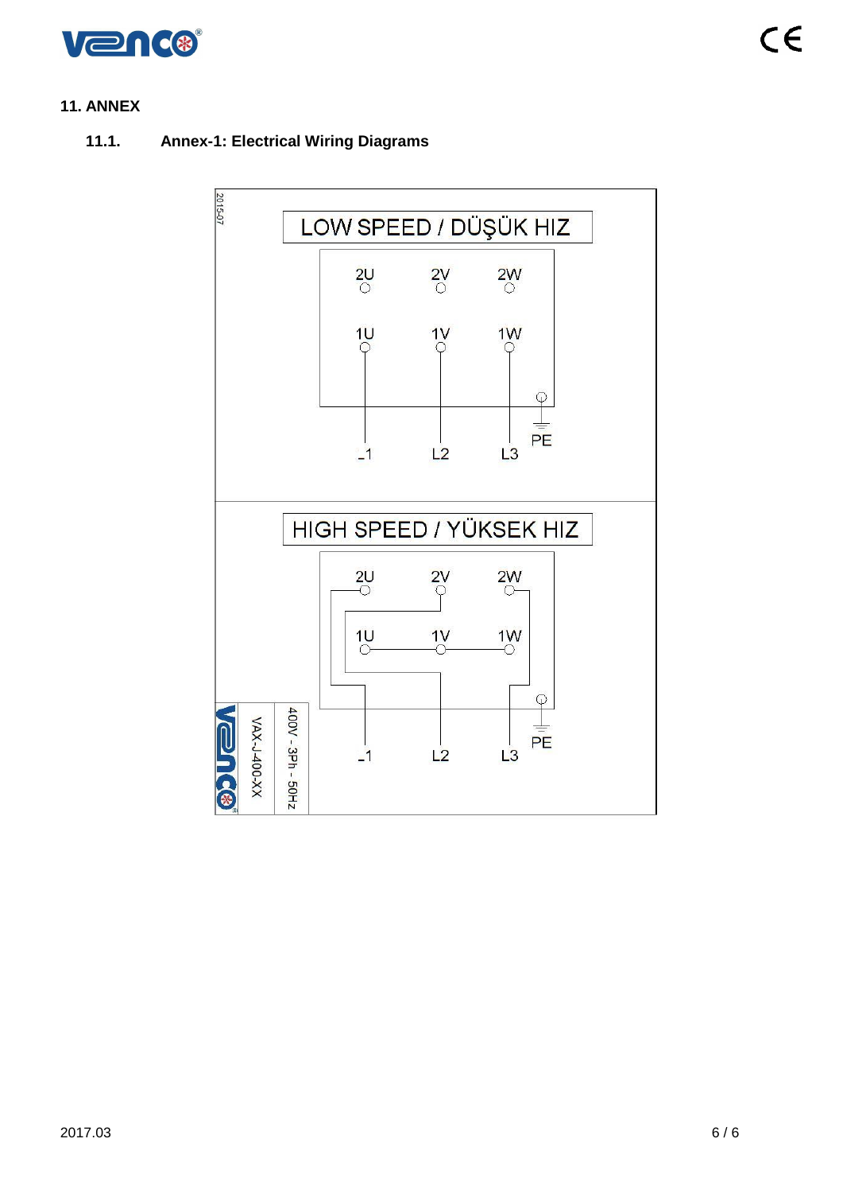## 11. ANNEX

### 11.1. Annex-1: Electrical Wiring Diagrams

2015-07

LOW SPEED / DÜŞÜK HIZ

2U 2V 2W

1U 1V 1W

L1 L2 L3 PE

HIGH SPEED / YÜKSEK HIZ

2U 2V 2W

1U 1V 1W

L1 L2 L3 PE

VAX-J-400-XX

400V - 3Ph - 50Hz